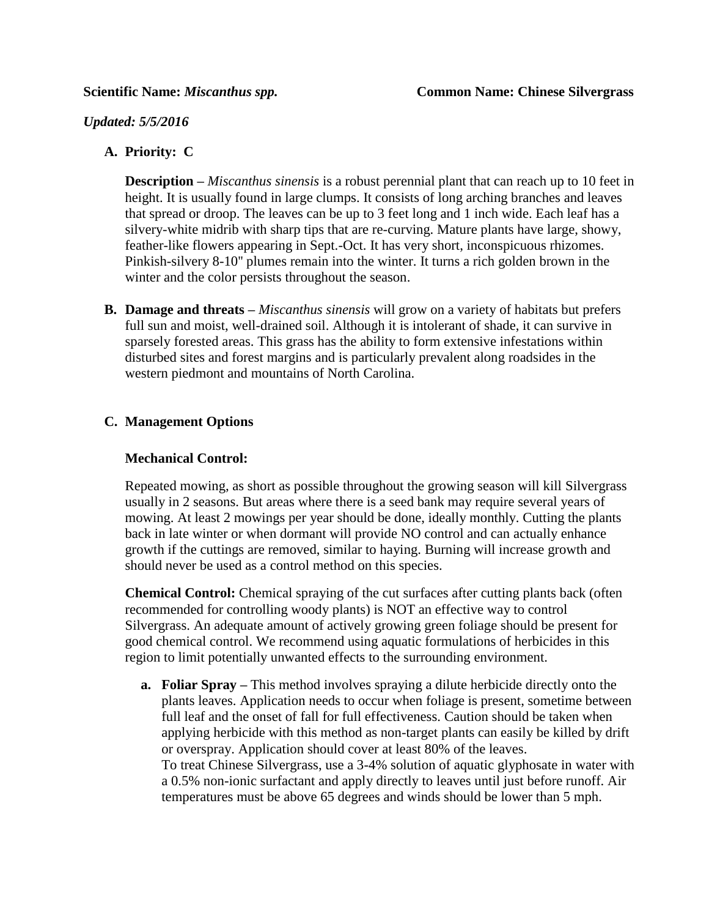**Scientific Name:** ***Miscanthus spp.*** **Common Name: Chinese Silvergrass**

***Updated: 5/5/2016***

**A. Priority: C**

**Description –** *Miscanthus sinensis* is a robust perennial plant that can reach up to 10 feet in height. It is usually found in large clumps. It consists of long arching branches and leaves that spread or droop. The leaves can be up to 3 feet long and 1 inch wide. Each leaf has a silvery-white midrib with sharp tips that are re-curving. Mature plants have large, showy, feather-like flowers appearing in Sept.-Oct. It has very short, inconspicuous rhizomes. Pinkish-silvery 8-10" plumes remain into the winter. It turns a rich golden brown in the winter and the color persists throughout the season.

**B. Damage and threats –** *Miscanthus sinensis* will grow on a variety of habitats but prefers full sun and moist, well-drained soil. Although it is intolerant of shade, it can survive in sparsely forested areas. This grass has the ability to form extensive infestations within disturbed sites and forest margins and is particularly prevalent along roadsides in the western piedmont and mountains of North Carolina.

**C. Management Options**

**Mechanical Control:**

Repeated mowing, as short as possible throughout the growing season will kill Silvergrass usually in 2 seasons. But areas where there is a seed bank may require several years of mowing. At least 2 mowings per year should be done, ideally monthly. Cutting the plants back in late winter or when dormant will provide NO control and can actually enhance growth if the cuttings are removed, similar to haying. Burning will increase growth and should never be used as a control method on this species.

**Chemical Control:** Chemical spraying of the cut surfaces after cutting plants back (often recommended for controlling woody plants) is NOT an effective way to control Silvergrass. An adequate amount of actively growing green foliage should be present for good chemical control. We recommend using aquatic formulations of herbicides in this region to limit potentially unwanted effects to the surrounding environment.

a. **Foliar Spray –** This method involves spraying a dilute herbicide directly onto the plants leaves. Application needs to occur when foliage is present, sometime between full leaf and the onset of fall for full effectiveness. Caution should be taken when applying herbicide with this method as non-target plants can easily be killed by drift or overspray. Application should cover at least 80% of the leaves.
To treat Chinese Silvergrass, use a 3-4% solution of aquatic glyphosate in water with a 0.5% non-ionic surfactant and apply directly to leaves until just before runoff. Air temperatures must be above 65 degrees and winds should be lower than 5 mph.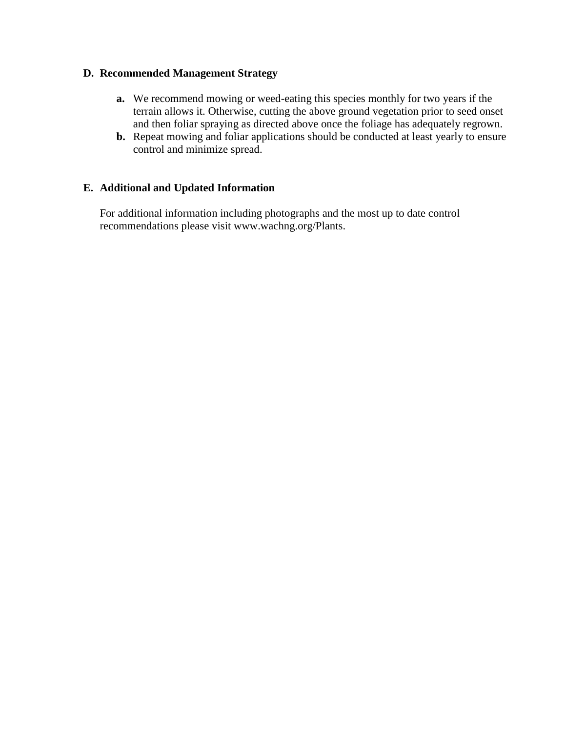## D. Recommended Management Strategy

- **a.** We recommend mowing or weed-eating this species monthly for two years if the terrain allows it. Otherwise, cutting the above ground vegetation prior to seed onset and then foliar spraying as directed above once the foliage has adequately regrown.
- **b.** Repeat mowing and foliar applications should be conducted at least yearly to ensure control and minimize spread.

## E. Additional and Updated Information

For additional information including photographs and the most up to date control recommendations please visit www.wachng.org/Plants.